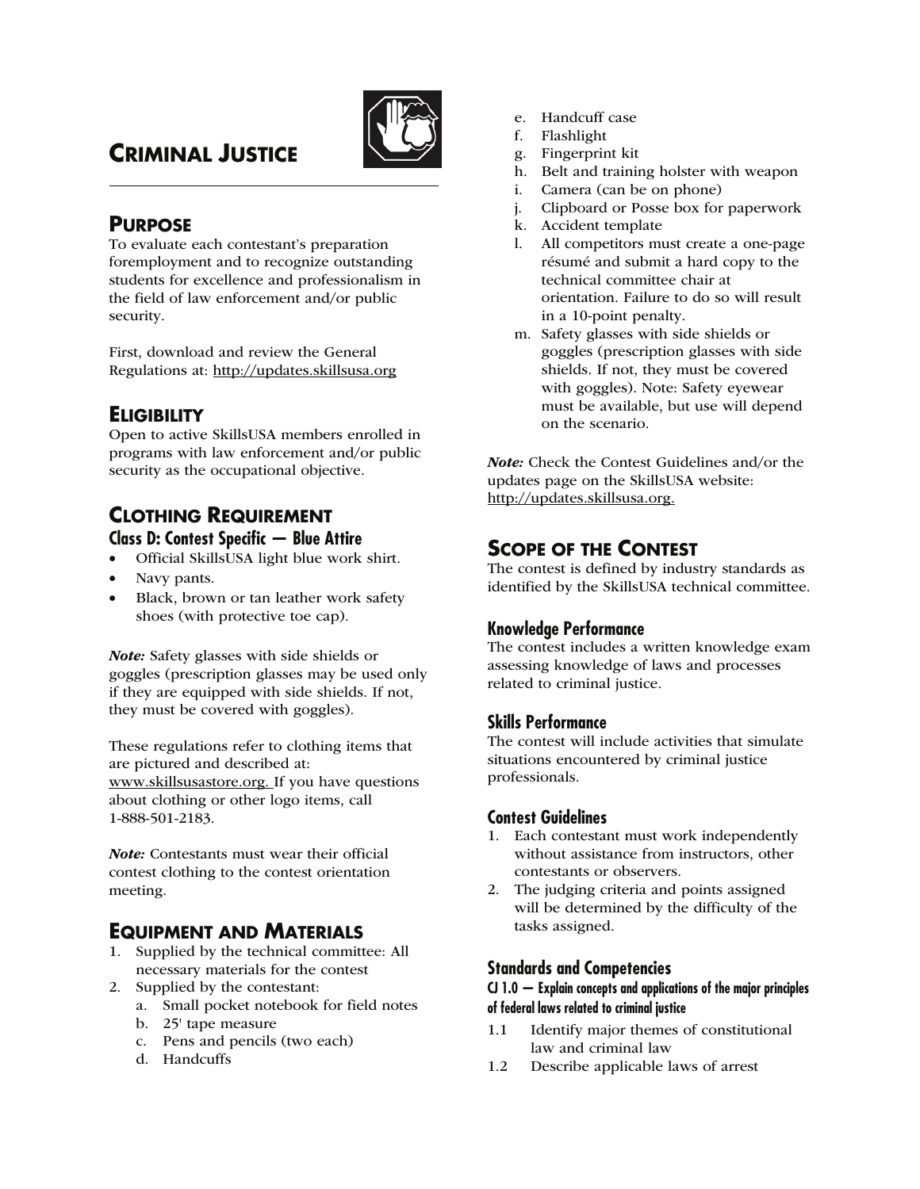# CRIMINAL JUSTICE

## PURPOSE

To evaluate each contestant's preparation foremployment and to recognize outstanding students for excellence and professionalism in the field of law enforcement and/or public security.

First, download and review the General Regulations at: http://updates.skillsusa.org

## ELIGIBILITY

Open to active SkillsUSA members enrolled in programs with law enforcement and/or public security as the occupational objective.

## CLOTHING REQUIREMENT

### Class D: Contest Specific — Blue Attire

- Official SkillsUSA light blue work shirt.
- Navy pants.
- Black, brown or tan leather work safety shoes (with protective toe cap).

*Note:* Safety glasses with side shields or goggles (prescription glasses may be used only if they are equipped with side shields. If not, they must be covered with goggles).

These regulations refer to clothing items that are pictured and described at: www.skillsusastore.org. If you have questions about clothing or other logo items, call 1-888-501-2183.

*Note:* Contestants must wear their official contest clothing to the contest orientation meeting.

## EQUIPMENT AND MATERIALS

1. Supplied by the technical committee: All necessary materials for the contest
2. Supplied by the contestant:
   a. Small pocket notebook for field notes
   b. 25' tape measure
   c. Pens and pencils (two each)
   d. Handcuffs
   e. Handcuff case
   f. Flashlight
   g. Fingerprint kit
   h. Belt and training holster with weapon
   i. Camera (can be on phone)
   j. Clipboard or Posse box for paperwork
   k. Accident template
   l. All competitors must create a one-page résumé and submit a hard copy to the technical committee chair at orientation. Failure to do so will result in a 10-point penalty.
   m. Safety glasses with side shields or goggles (prescription glasses with side shields. If not, they must be covered with goggles). Note: Safety eyewear must be available, but use will depend on the scenario.

*Note:* Check the Contest Guidelines and/or the updates page on the SkillsUSA website: http://updates.skillsusa.org.

## SCOPE OF THE CONTEST

The contest is defined by industry standards as identified by the SkillsUSA technical committee.

### Knowledge Performance

The contest includes a written knowledge exam assessing knowledge of laws and processes related to criminal justice.

### Skills Performance

The contest will include activities that simulate situations encountered by criminal justice professionals.

### Contest Guidelines

1. Each contestant must work independently without assistance from instructors, other contestants or observers.
2. The judging criteria and points assigned will be determined by the difficulty of the tasks assigned.

### Standards and Competencies

**CJ 1.0 — Explain concepts and applications of the major principles of federal laws related to criminal justice**

1.1 Identify major themes of constitutional law and criminal law

1.2 Describe applicable laws of arrest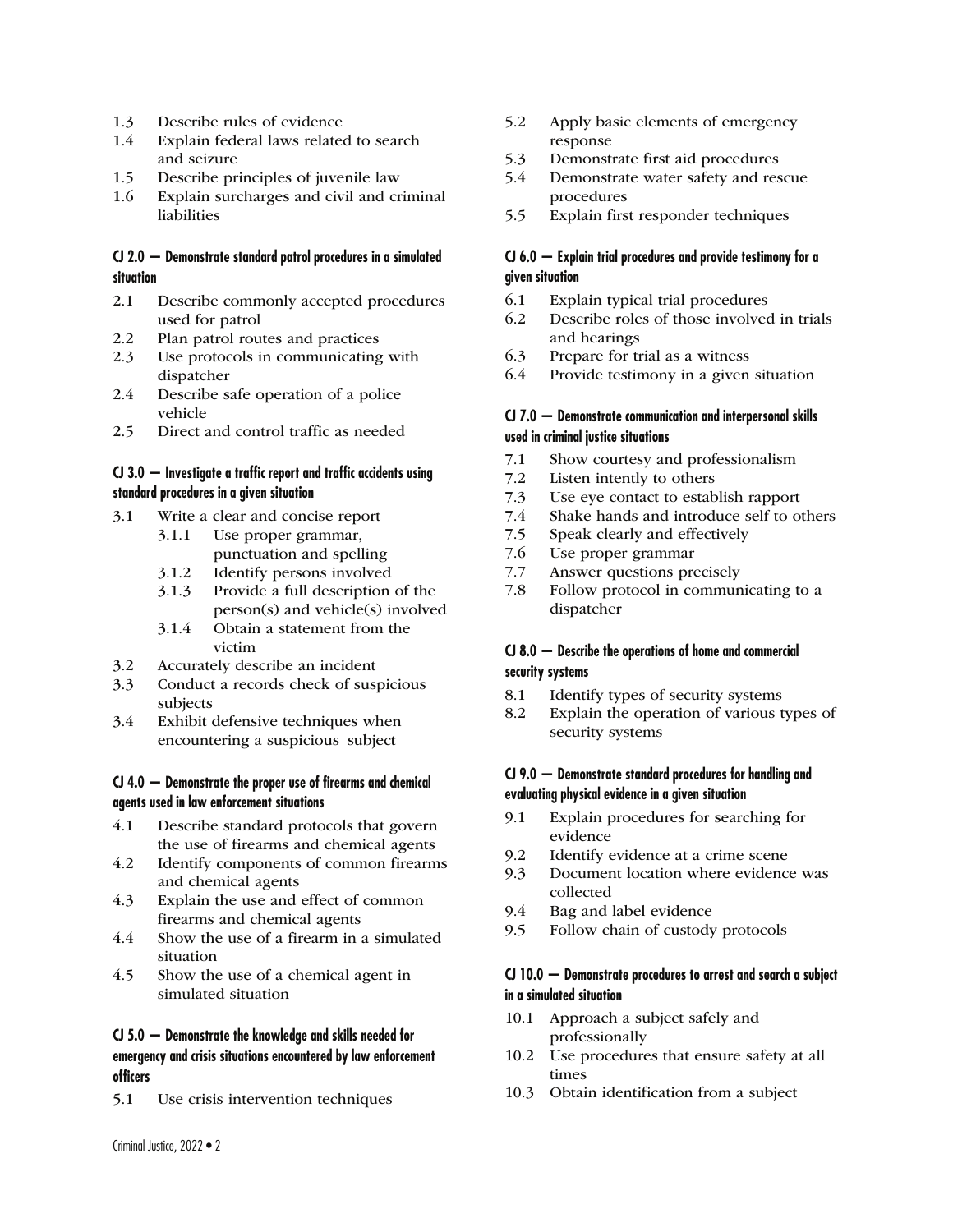1.3 Describe rules of evidence
1.4 Explain federal laws related to search and seizure
1.5 Describe principles of juvenile law
1.6 Explain surcharges and civil and criminal liabilities

**CJ 2.0 — Demonstrate standard patrol procedures in a simulated situation**

2.1 Describe commonly accepted procedures used for patrol
2.2 Plan patrol routes and practices
2.3 Use protocols in communicating with dispatcher
2.4 Describe safe operation of a police vehicle
2.5 Direct and control traffic as needed

**CJ 3.0 — Investigate a traffic report and traffic accidents using standard procedures in a given situation**

3.1 Write a clear and concise report
  3.1.1 Use proper grammar, punctuation and spelling
  3.1.2 Identify persons involved
  3.1.3 Provide a full description of the person(s) and vehicle(s) involved
  3.1.4 Obtain a statement from the victim
3.2 Accurately describe an incident
3.3 Conduct a records check of suspicious subjects
3.4 Exhibit defensive techniques when encountering a suspicious subject

**CJ 4.0 — Demonstrate the proper use of firearms and chemical agents used in law enforcement situations**

4.1 Describe standard protocols that govern the use of firearms and chemical agents
4.2 Identify components of common firearms and chemical agents
4.3 Explain the use and effect of common firearms and chemical agents
4.4 Show the use of a firearm in a simulated situation
4.5 Show the use of a chemical agent in simulated situation

**CJ 5.0 — Demonstrate the knowledge and skills needed for emergency and crisis situations encountered by law enforcement officers**

5.1 Use crisis intervention techniques
5.2 Apply basic elements of emergency response
5.3 Demonstrate first aid procedures
5.4 Demonstrate water safety and rescue procedures
5.5 Explain first responder techniques

**CJ 6.0 — Explain trial procedures and provide testimony for a given situation**

6.1 Explain typical trial procedures
6.2 Describe roles of those involved in trials and hearings
6.3 Prepare for trial as a witness
6.4 Provide testimony in a given situation

**CJ 7.0 — Demonstrate communication and interpersonal skills used in criminal justice situations**

7.1 Show courtesy and professionalism
7.2 Listen intently to others
7.3 Use eye contact to establish rapport
7.4 Shake hands and introduce self to others
7.5 Speak clearly and effectively
7.6 Use proper grammar
7.7 Answer questions precisely
7.8 Follow protocol in communicating to a dispatcher

**CJ 8.0 — Describe the operations of home and commercial security systems**

8.1 Identify types of security systems
8.2 Explain the operation of various types of security systems

**CJ 9.0 — Demonstrate standard procedures for handling and evaluating physical evidence in a given situation**

9.1 Explain procedures for searching for evidence
9.2 Identify evidence at a crime scene
9.3 Document location where evidence was collected
9.4 Bag and label evidence
9.5 Follow chain of custody protocols

**CJ 10.0 — Demonstrate procedures to arrest and search a subject in a simulated situation**

10.1 Approach a subject safely and professionally
10.2 Use procedures that ensure safety at all times
10.3 Obtain identification from a subject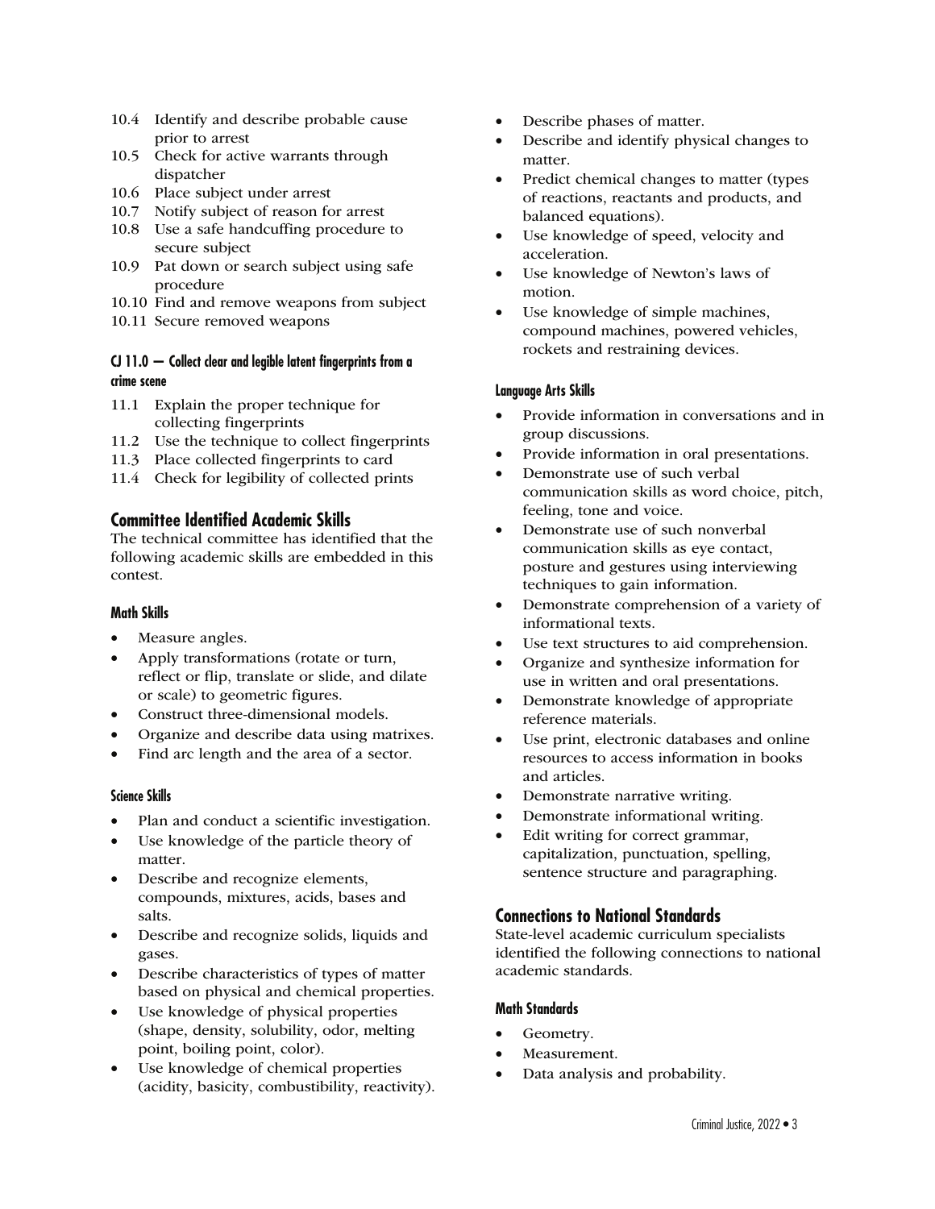10.4 Identify and describe probable cause prior to arrest
10.5 Check for active warrants through dispatcher
10.6 Place subject under arrest
10.7 Notify subject of reason for arrest
10.8 Use a safe handcuffing procedure to secure subject
10.9 Pat down or search subject using safe procedure
10.10 Find and remove weapons from subject
10.11 Secure removed weapons

#### CJ 11.0 — Collect clear and legible latent fingerprints from a crime scene

11.1 Explain the proper technique for collecting fingerprints
11.2 Use the technique to collect fingerprints
11.3 Place collected fingerprints to card
11.4 Check for legibility of collected prints

## Committee Identified Academic Skills

The technical committee has identified that the following academic skills are embedded in this contest.

#### Math Skills

- Measure angles.
- Apply transformations (rotate or turn, reflect or flip, translate or slide, and dilate or scale) to geometric figures.
- Construct three-dimensional models.
- Organize and describe data using matrixes.
- Find arc length and the area of a sector.

#### Science Skills

- Plan and conduct a scientific investigation.
- Use knowledge of the particle theory of matter.
- Describe and recognize elements, compounds, mixtures, acids, bases and salts.
- Describe and recognize solids, liquids and gases.
- Describe characteristics of types of matter based on physical and chemical properties.
- Use knowledge of physical properties (shape, density, solubility, odor, melting point, boiling point, color).
- Use knowledge of chemical properties (acidity, basicity, combustibility, reactivity).
- Describe phases of matter.
- Describe and identify physical changes to matter.
- Predict chemical changes to matter (types of reactions, reactants and products, and balanced equations).
- Use knowledge of speed, velocity and acceleration.
- Use knowledge of Newton's laws of motion.
- Use knowledge of simple machines, compound machines, powered vehicles, rockets and restraining devices.

#### Language Arts Skills

- Provide information in conversations and in group discussions.
- Provide information in oral presentations.
- Demonstrate use of such verbal communication skills as word choice, pitch, feeling, tone and voice.
- Demonstrate use of such nonverbal communication skills as eye contact, posture and gestures using interviewing techniques to gain information.
- Demonstrate comprehension of a variety of informational texts.
- Use text structures to aid comprehension.
- Organize and synthesize information for use in written and oral presentations.
- Demonstrate knowledge of appropriate reference materials.
- Use print, electronic databases and online resources to access information in books and articles.
- Demonstrate narrative writing.
- Demonstrate informational writing.
- Edit writing for correct grammar, capitalization, punctuation, spelling, sentence structure and paragraphing.

## Connections to National Standards

State-level academic curriculum specialists identified the following connections to national academic standards.

#### Math Standards

- Geometry.
- Measurement.
- Data analysis and probability.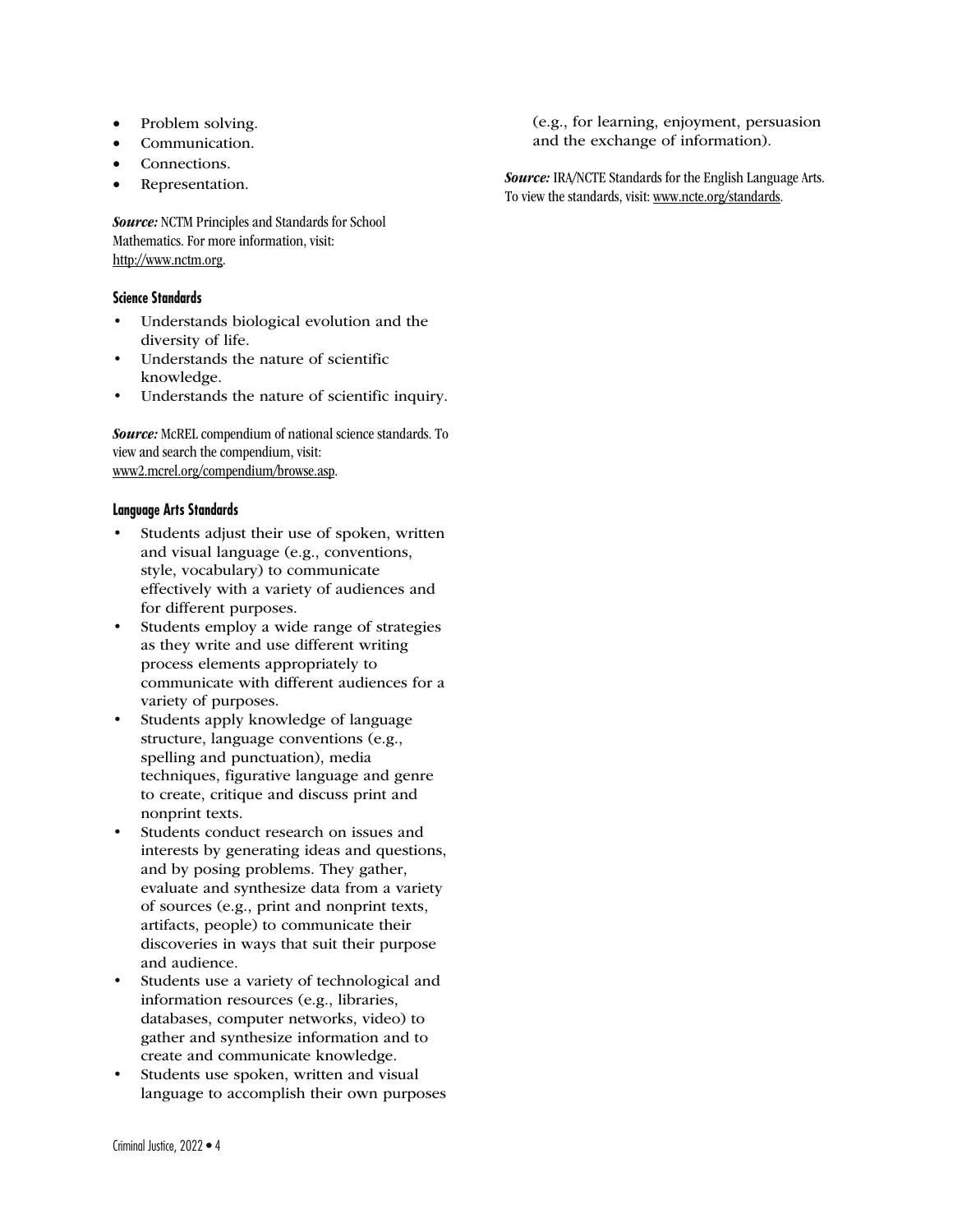- Problem solving.
- Communication.
- Connections.
- Representation.

***Source:*** NCTM Principles and Standards for School Mathematics. For more information, visit: http://www.nctm.org.

#### Science Standards

- Understands biological evolution and the diversity of life.
- Understands the nature of scientific knowledge.
- Understands the nature of scientific inquiry.

***Source:*** McREL compendium of national science standards. To view and search the compendium, visit: www2.mcrel.org/compendium/browse.asp.

#### Language Arts Standards

- Students adjust their use of spoken, written and visual language (e.g., conventions, style, vocabulary) to communicate effectively with a variety of audiences and for different purposes.
- Students employ a wide range of strategies as they write and use different writing process elements appropriately to communicate with different audiences for a variety of purposes.
- Students apply knowledge of language structure, language conventions (e.g., spelling and punctuation), media techniques, figurative language and genre to create, critique and discuss print and nonprint texts.
- Students conduct research on issues and interests by generating ideas and questions, and by posing problems. They gather, evaluate and synthesize data from a variety of sources (e.g., print and nonprint texts, artifacts, people) to communicate their discoveries in ways that suit their purpose and audience.
- Students use a variety of technological and information resources (e.g., libraries, databases, computer networks, video) to gather and synthesize information and to create and communicate knowledge.
- Students use spoken, written and visual language to accomplish their own purposes (e.g., for learning, enjoyment, persuasion and the exchange of information).

***Source:*** IRA/NCTE Standards for the English Language Arts. To view the standards, visit: www.ncte.org/standards.